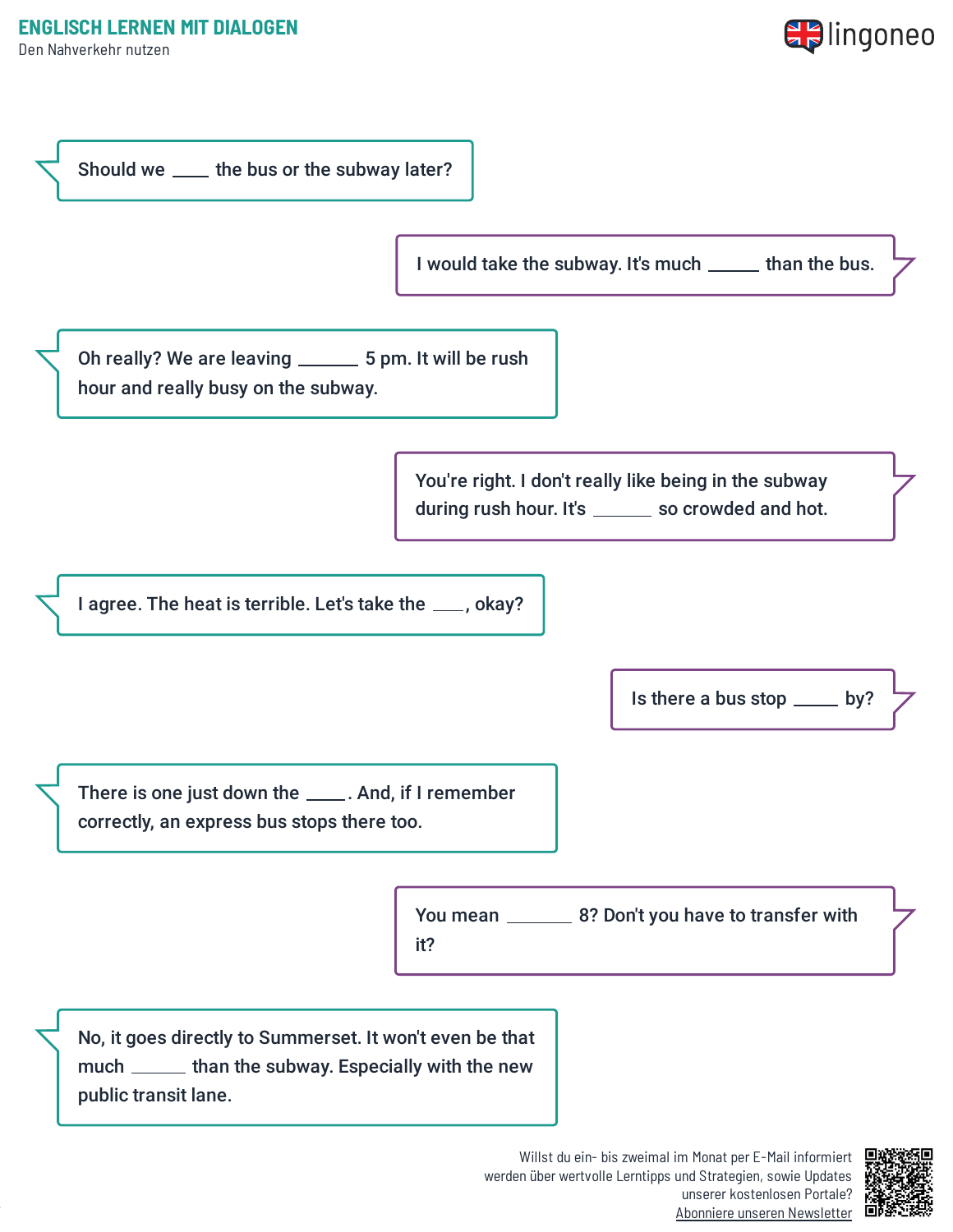# ENGLISCH LERNEN MIT DIALOGEN

Den Nahverkehr nutzen

Should we ____ the bus or the subway later?

I would take the subway. It's much _____ than the bus.

Oh really? We are leaving ______ 5 pm. It will be rush hour and really busy on the subway.

You're right. I don't really like being in the subway during rush hour. It's ______ so crowded and hot.

I agree. The heat is terrible. Let's take the ___, okay?

Is there a bus stop _____ by?

There is one just down the ____. And, if I remember correctly, an express bus stops there too.

You mean _______ 8? Don't you have to transfer with it?

No, it goes directly to Summerset. It won't even be that much ______ than the subway. Especially with the new public transit lane.

Willst du ein- bis zweimal im Monat per E-Mail informiert werden über wertvolle Lerntipps und Strategien, sowie Updates unserer kostenlosen Portale? Abonniere unseren Newsletter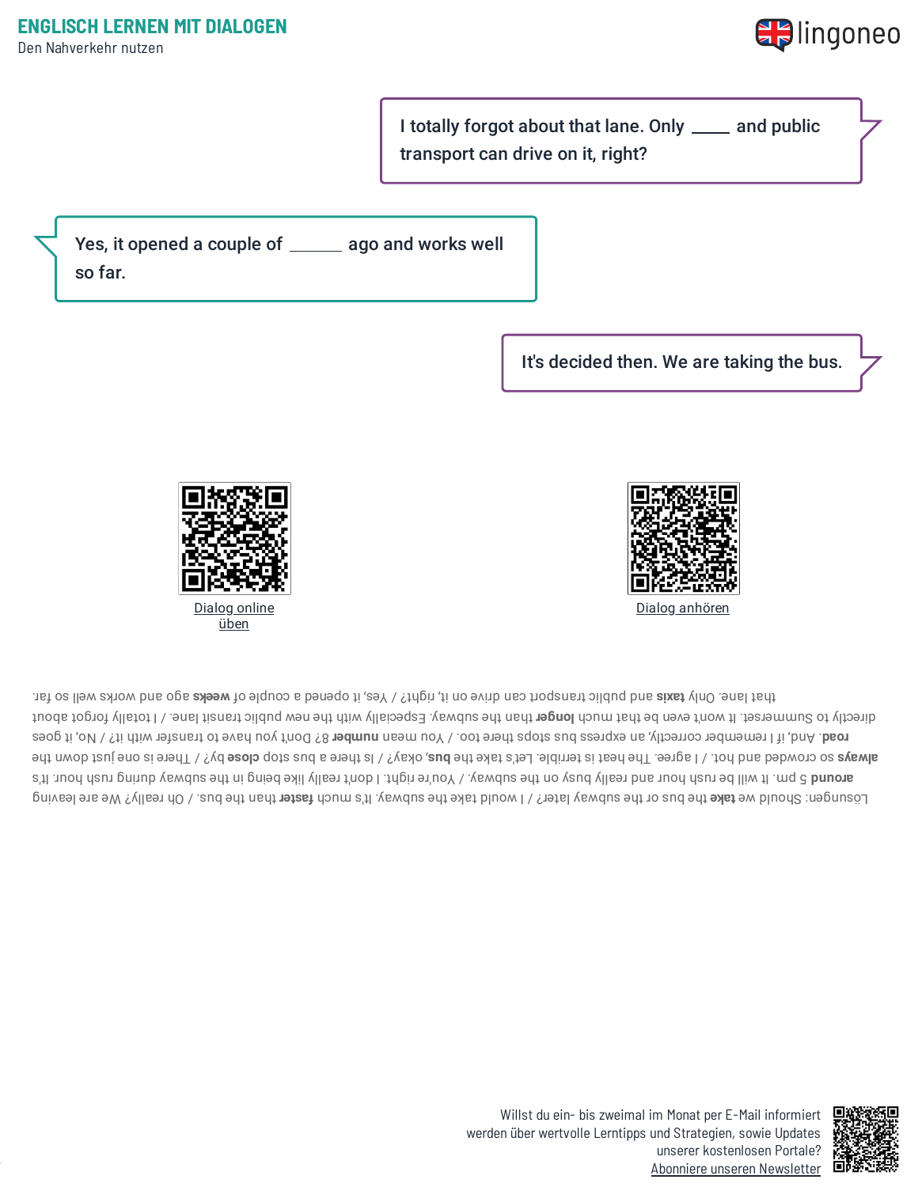I totally forgot about that lane. Only ____ and public transport can drive on it, right?

Yes, it opened a couple of ______ ago and works well so far.

It's decided then. We are taking the bus.

Dialog online üben

Dialog anhören

Lösungen: Should we **take** the bus or the subway later? / I would take the subway. It's much **faster** than the bus. / Oh really? We are leaving **around** 5 pm. It will be rush hour and really busy on the subway. / You're right. I don't really like being in the subway during rush hour. It's **always** so crowded and hot. / I agree. The heat is terrible. Let's take the **bus**, okay? / Is there a bus stop **close** by? / There is one just down the **road**. And, if I remember correctly, an express bus stops there too. / You mean **number** 8? Don't you have to transfer with it? / No, it goes directly to Summerset. It won't even be that much **longer** than the subway. Especially with the new public transit lane. / I totally forgot about that lane. Only **taxis** and public transport can drive on it, right? / Yes, it opened a couple of **weeks** ago and works well so far.